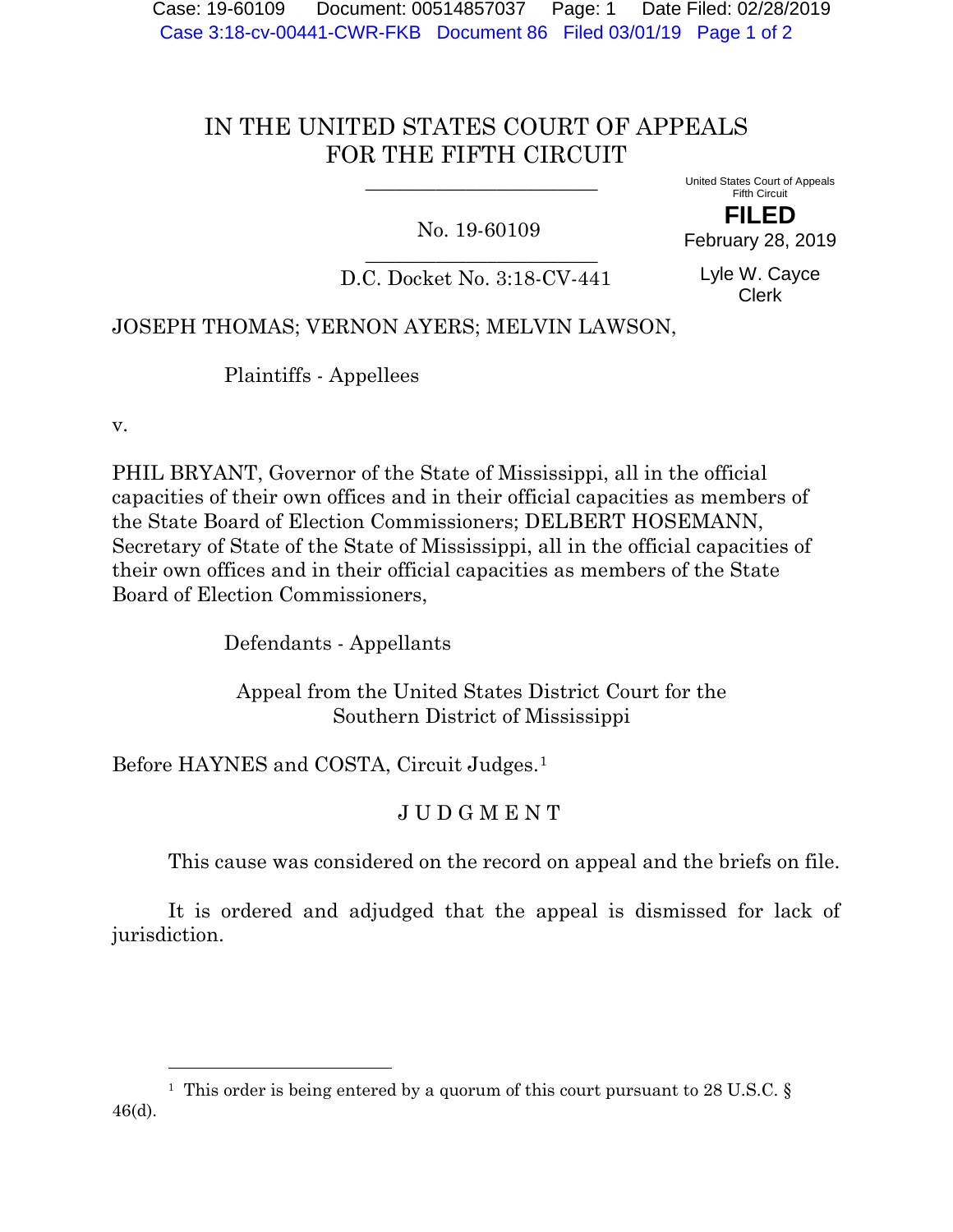# IN THE UNITED STATES COURT OF APPEALS FOR THE FIFTH CIRCUIT

United States Court of Appeals
Fifth Circuit

**FILED**
February 28, 2019

Lyle W. Cayce
Clerk

No. 19-60109

D.C. Docket No. 3:18-CV-441

JOSEPH THOMAS; VERNON AYERS; MELVIN LAWSON,

Plaintiffs - Appellees

v.

PHIL BRYANT, Governor of the State of Mississippi, all in the official capacities of their own offices and in their official capacities as members of the State Board of Election Commissioners; DELBERT HOSEMANN, Secretary of State of the State of Mississippi, all in the official capacities of their own offices and in their official capacities as members of the State Board of Election Commissioners,

Defendants - Appellants

Appeal from the United States District Court for the Southern District of Mississippi

Before HAYNES and COSTA, Circuit Judges.[1]

## J U D G M E N T

This cause was considered on the record on appeal and the briefs on file.

It is ordered and adjudged that the appeal is dismissed for lack of jurisdiction.

[1] This order is being entered by a quorum of this court pursuant to 28 U.S.C. § 46(d).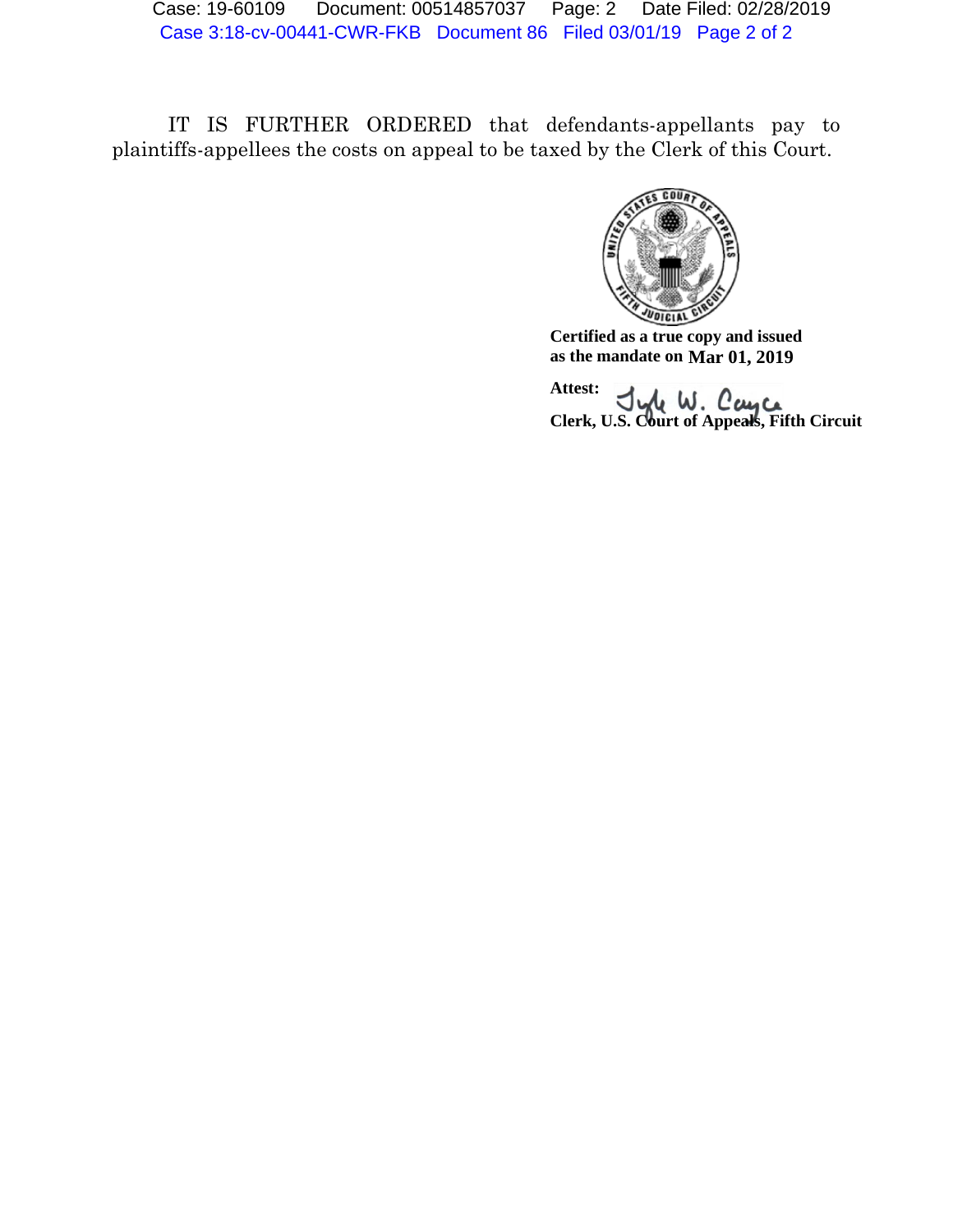IT IS FURTHER ORDERED that defendants-appellants pay to plaintiffs-appellees the costs on appeal to be taxed by the Clerk of this Court.

**Certified as a true copy and issued as the mandate on Mar 01, 2019**

**Attest:**

**Clerk, U.S. Court of Appeals, Fifth Circuit**